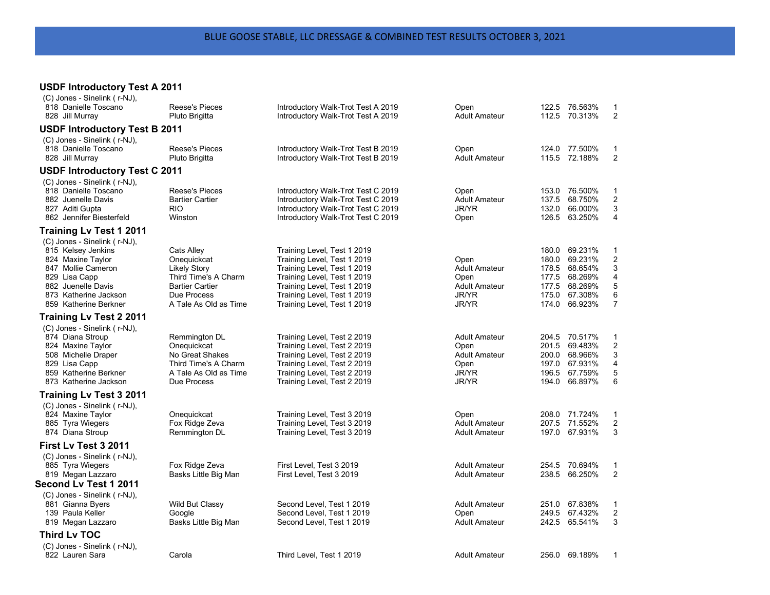# BLUE GOOSE STABLE, LLC DRESSAGE & COMBINED TEST RESULTS OCTOBER 3, 2021

## USDF Introductory Test A 2011

(C) Jones - Sinelink ( r-NJ),

| No. | Rider | Horse | Test | Division | Score | % | Place |
|---|---|---|---|---|---|---|---|
| 818 | Danielle Toscano | Reese's Pieces | Introductory Walk-Trot Test A 2019 | Open | 122.5 | 76.563% | 1 |
| 828 | Jill Murray | Pluto Brigitta | Introductory Walk-Trot Test A 2019 | Adult Amateur | 112.5 | 70.313% | 2 |

## USDF Introductory Test B 2011

(C) Jones - Sinelink ( r-NJ),

| No. | Rider | Horse | Test | Division | Score | % | Place |
|---|---|---|---|---|---|---|---|
| 818 | Danielle Toscano | Reese's Pieces | Introductory Walk-Trot Test B 2019 | Open | 124.0 | 77.500% | 1 |
| 828 | Jill Murray | Pluto Brigitta | Introductory Walk-Trot Test B 2019 | Adult Amateur | 115.5 | 72.188% | 2 |

## USDF Introductory Test C 2011

(C) Jones - Sinelink ( r-NJ),

| No. | Rider | Horse | Test | Division | Score | % | Place |
|---|---|---|---|---|---|---|---|
| 818 | Danielle Toscano | Reese's Pieces | Introductory Walk-Trot Test C 2019 | Open | 153.0 | 76.500% | 1 |
| 882 | Juenelle Davis | Bartier Cartier | Introductory Walk-Trot Test C 2019 | Adult Amateur | 137.5 | 68.750% | 2 |
| 827 | Aditi Gupta | RIO | Introductory Walk-Trot Test C 2019 | JR/YR | 132.0 | 66.000% | 3 |
| 862 | Jennifer Biesterfeld | Winston | Introductory Walk-Trot Test C 2019 | Open | 126.5 | 63.250% | 4 |

## Training Lv Test 1 2011

(C) Jones - Sinelink ( r-NJ),

| No. | Rider | Horse | Test | Division | Score | % | Place |
|---|---|---|---|---|---|---|---|
| 815 | Kelsey Jenkins | Cats Alley | Training Level, Test 1 2019 | | 180.0 | 69.231% | 1 |
| 824 | Maxine Taylor | Onequickcat | Training Level, Test 1 2019 | Open | 180.0 | 69.231% | 2 |
| 847 | Mollie Cameron | Likely Story | Training Level, Test 1 2019 | Adult Amateur | 178.5 | 68.654% | 3 |
| 829 | Lisa Capp | Third Time's A Charm | Training Level, Test 1 2019 | Open | 177.5 | 68.269% | 4 |
| 882 | Juenelle Davis | Bartier Cartier | Training Level, Test 1 2019 | Adult Amateur | 177.5 | 68.269% | 5 |
| 873 | Katherine Jackson | Due Process | Training Level, Test 1 2019 | JR/YR | 175.0 | 67.308% | 6 |
| 859 | Katherine Berkner | A Tale As Old as Time | Training Level, Test 1 2019 | JR/YR | 174.0 | 66.923% | 7 |

## Training Lv Test 2 2011

(C) Jones - Sinelink ( r-NJ),

| No. | Rider | Horse | Test | Division | Score | % | Place |
|---|---|---|---|---|---|---|---|
| 874 | Diana Stroup | Remmington DL | Training Level, Test 2 2019 | Adult Amateur | 204.5 | 70.517% | 1 |
| 824 | Maxine Taylor | Onequickcat | Training Level, Test 2 2019 | Open | 201.5 | 69.483% | 2 |
| 508 | Michelle Draper | No Great Shakes | Training Level, Test 2 2019 | Adult Amateur | 200.0 | 68.966% | 3 |
| 829 | Lisa Capp | Third Time's A Charm | Training Level, Test 2 2019 | Open | 197.0 | 67.931% | 4 |
| 859 | Katherine Berkner | A Tale As Old as Time | Training Level, Test 2 2019 | JR/YR | 196.5 | 67.759% | 5 |
| 873 | Katherine Jackson | Due Process | Training Level, Test 2 2019 | JR/YR | 194.0 | 66.897% | 6 |

## Training Lv Test 3 2011

(C) Jones - Sinelink ( r-NJ),

| No. | Rider | Horse | Test | Division | Score | % | Place |
|---|---|---|---|---|---|---|---|
| 824 | Maxine Taylor | Onequickcat | Training Level, Test 3 2019 | Open | 208.0 | 71.724% | 1 |
| 885 | Tyra Wiegers | Fox Ridge Zeva | Training Level, Test 3 2019 | Adult Amateur | 207.5 | 71.552% | 2 |
| 874 | Diana Stroup | Remmington DL | Training Level, Test 3 2019 | Adult Amateur | 197.0 | 67.931% | 3 |

## First Lv Test 3 2011

(C) Jones - Sinelink ( r-NJ),

| No. | Rider | Horse | Test | Division | Score | % | Place |
|---|---|---|---|---|---|---|---|
| 885 | Tyra Wiegers | Fox Ridge Zeva | First Level, Test 3 2019 | Adult Amateur | 254.5 | 70.694% | 1 |
| 819 | Megan Lazzaro | Basks Little Big Man | First Level, Test 3 2019 | Adult Amateur | 238.5 | 66.250% | 2 |

## Second Lv Test 1 2011

(C) Jones - Sinelink ( r-NJ),

| No. | Rider | Horse | Test | Division | Score | % | Place |
|---|---|---|---|---|---|---|---|
| 881 | Gianna Byers | Wild But Classy | Second Level, Test 1 2019 | Adult Amateur | 251.0 | 67.838% | 1 |
| 139 | Paula Keller | Google | Second Level, Test 1 2019 | Open | 249.5 | 67.432% | 2 |
| 819 | Megan Lazzaro | Basks Little Big Man | Second Level, Test 1 2019 | Adult Amateur | 242.5 | 65.541% | 3 |

## Third Lv TOC

(C) Jones - Sinelink ( r-NJ),

| No. | Rider | Horse | Test | Division | Score | % | Place |
|---|---|---|---|---|---|---|---|
| 822 | Lauren Sara | Carola | Third Level, Test 1 2019 | Adult Amateur | 256.0 | 69.189% | 1 |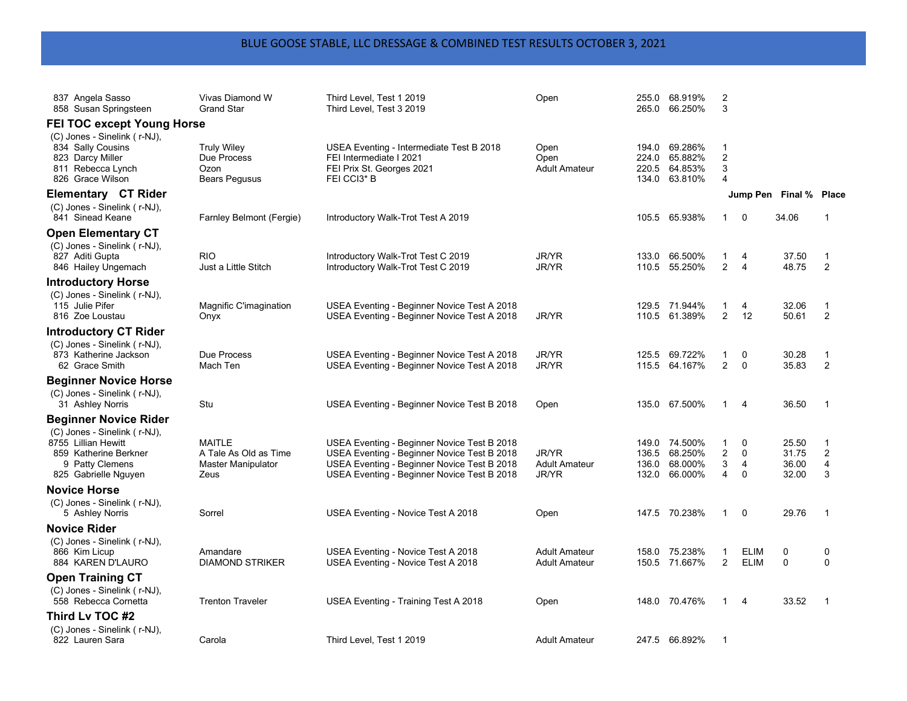# BLUE GOOSE STABLE, LLC DRESSAGE & COMBINED TEST RESULTS OCTOBER 3, 2021

| | | | | | | | | | |
|---|---|---|---|---|---|---|---|---|---|
| 837 Angela Sasso | Vivas Diamond W | Third Level, Test 1 2019 | Open | 255.0 | 68.919% | 2 | | | |
| 858 Susan Springsteen | Grand Star | Third Level, Test 3 2019 | | 265.0 | 66.250% | 3 | | | |

**FEI TOC except Young Horse**

(C) Jones - Sinelink ( r-NJ),

| | | | | | | | | | |
|---|---|---|---|---|---|---|---|---|---|
| 834 Sally Cousins | Truly Wiley | USEA Eventing - Intermediate Test B 2018 | Open | 194.0 | 69.286% | 1 | | | |
| 823 Darcy Miller | Due Process | FEI Intermediate I 2021 | Open | 224.0 | 65.882% | 2 | | | |
| 811 Rebecca Lynch | Ozon | FEI Prix St. Georges 2021 | Adult Amateur | 220.5 | 64.853% | 3 | | | |
| 826 Grace Wilson | Bears Pegusus | FEI CCI3* B | | 134.0 | 63.810% | 4 | | | |

**Elementary CT Rider**

(C) Jones - Sinelink ( r-NJ),

| | | | | | | | Jump Pen | Final % | Place |
|---|---|---|---|---|---|---|---|---|---|
| 841 Sinead Keane | Farnley Belmont (Fergie) | Introductory Walk-Trot Test A 2019 | | 105.5 | 65.938% | 1 | 0 | 34.06 | 1 |

**Open Elementary CT**

(C) Jones - Sinelink ( r-NJ),

| | | | | | | | Jump Pen | Final % | Place |
|---|---|---|---|---|---|---|---|---|---|
| 827 Aditi Gupta | RIO | Introductory Walk-Trot Test C 2019 | JR/YR | 133.0 | 66.500% | 1 | 4 | 37.50 | 1 |
| 846 Hailey Ungemach | Just a Little Stitch | Introductory Walk-Trot Test C 2019 | JR/YR | 110.5 | 55.250% | 2 | 4 | 48.75 | 2 |

**Introductory Horse**

(C) Jones - Sinelink ( r-NJ),

| | | | | | | | Jump Pen | Final % | Place |
|---|---|---|---|---|---|---|---|---|---|
| 115 Julie Pifer | Magnific C'imagination | USEA Eventing - Beginner Novice Test A 2018 | | 129.5 | 71.944% | 1 | 4 | 32.06 | 1 |
| 816 Zoe Loustau | Onyx | USEA Eventing - Beginner Novice Test A 2018 | JR/YR | 110.5 | 61.389% | 2 | 12 | 50.61 | 2 |

**Introductory CT Rider**

(C) Jones - Sinelink ( r-NJ),

| | | | | | | | Jump Pen | Final % | Place |
|---|---|---|---|---|---|---|---|---|---|
| 873 Katherine Jackson | Due Process | USEA Eventing - Beginner Novice Test A 2018 | JR/YR | 125.5 | 69.722% | 1 | 0 | 30.28 | 1 |
| 62 Grace Smith | Mach Ten | USEA Eventing - Beginner Novice Test A 2018 | JR/YR | 115.5 | 64.167% | 2 | 0 | 35.83 | 2 |

**Beginner Novice Horse**

(C) Jones - Sinelink ( r-NJ),

| | | | | | | | Jump Pen | Final % | Place |
|---|---|---|---|---|---|---|---|---|---|
| 31 Ashley Norris | Stu | USEA Eventing - Beginner Novice Test B 2018 | Open | 135.0 | 67.500% | 1 | 4 | 36.50 | 1 |

**Beginner Novice Rider**

(C) Jones - Sinelink ( r-NJ),

| | | | | | | | Jump Pen | Final % | Place |
|---|---|---|---|---|---|---|---|---|---|
| 8755 Lillian Hewitt | MAITLE | USEA Eventing - Beginner Novice Test B 2018 | | 149.0 | 74.500% | 1 | 0 | 25.50 | 1 |
| 859 Katherine Berkner | A Tale As Old as Time | USEA Eventing - Beginner Novice Test B 2018 | JR/YR | 136.5 | 68.250% | 2 | 0 | 31.75 | 2 |
| 9 Patty Clemens | Master Manipulator | USEA Eventing - Beginner Novice Test B 2018 | Adult Amateur | 136.0 | 68.000% | 3 | 4 | 36.00 | 4 |
| 825 Gabrielle Nguyen | Zeus | USEA Eventing - Beginner Novice Test B 2018 | JR/YR | 132.0 | 66.000% | 4 | 0 | 32.00 | 3 |

**Novice Horse**

(C) Jones - Sinelink ( r-NJ),

| | | | | | | | Jump Pen | Final % | Place |
|---|---|---|---|---|---|---|---|---|---|
| 5 Ashley Norris | Sorrel | USEA Eventing - Novice Test A 2018 | Open | 147.5 | 70.238% | 1 | 0 | 29.76 | 1 |

**Novice Rider**

(C) Jones - Sinelink ( r-NJ),

| | | | | | | | Jump Pen | Final % | Place |
|---|---|---|---|---|---|---|---|---|---|
| 866 Kim Licup | Amandare | USEA Eventing - Novice Test A 2018 | Adult Amateur | 158.0 | 75.238% | 1 | ELIM | 0 | 0 |
| 884 KAREN D'LAURO | DIAMOND STRIKER | USEA Eventing - Novice Test A 2018 | Adult Amateur | 150.5 | 71.667% | 2 | ELIM | 0 | 0 |

**Open Training CT**

(C) Jones - Sinelink ( r-NJ),

| | | | | | | | Jump Pen | Final % | Place |
|---|---|---|---|---|---|---|---|---|---|
| 558 Rebecca Cornetta | Trenton Traveler | USEA Eventing - Training Test A 2018 | Open | 148.0 | 70.476% | 1 | 4 | 33.52 | 1 |

**Third Lv TOC #2**

(C) Jones - Sinelink ( r-NJ),

| | | | | | | | | | |
|---|---|---|---|---|---|---|---|---|---|
| 822 Lauren Sara | Carola | Third Level, Test 1 2019 | Adult Amateur | 247.5 | 66.892% | 1 | | | |